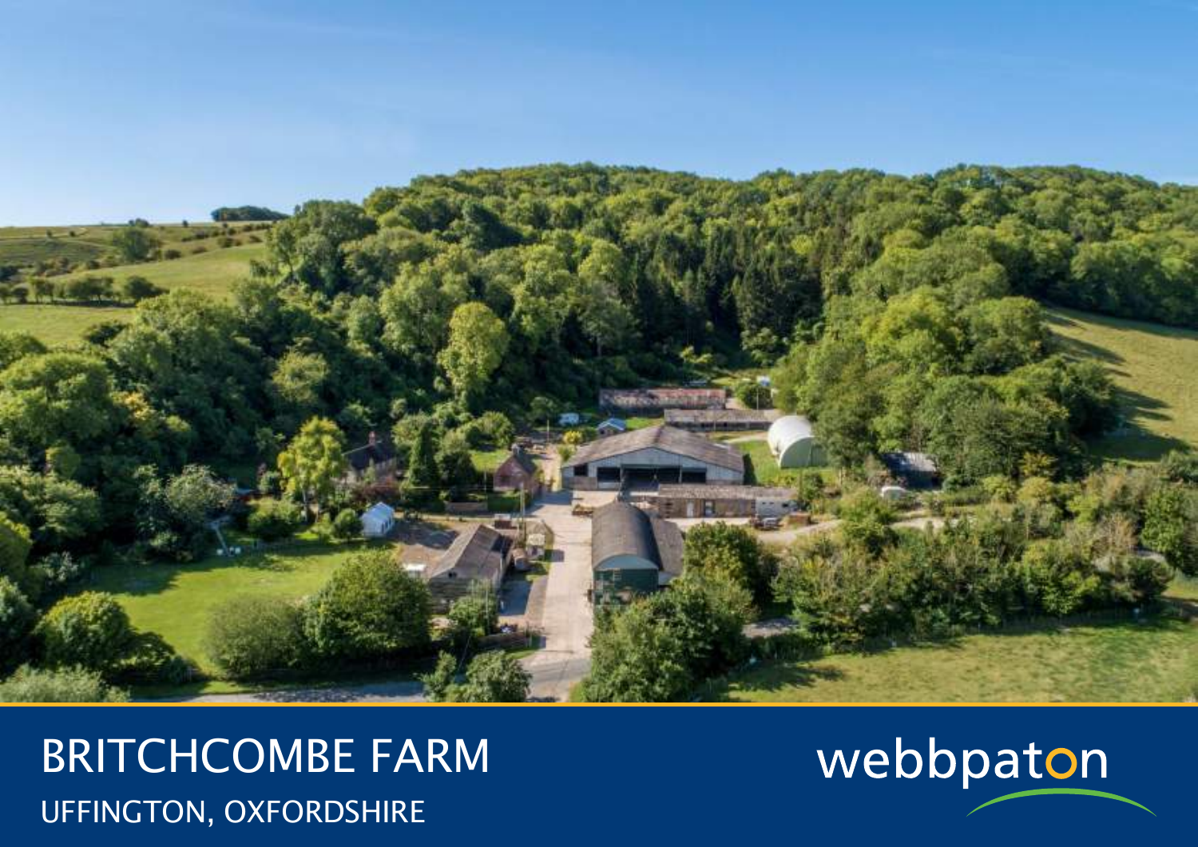# BRITCHCOMBE FARM

UFFINGTON, OXFORDSHIRE

webbpaton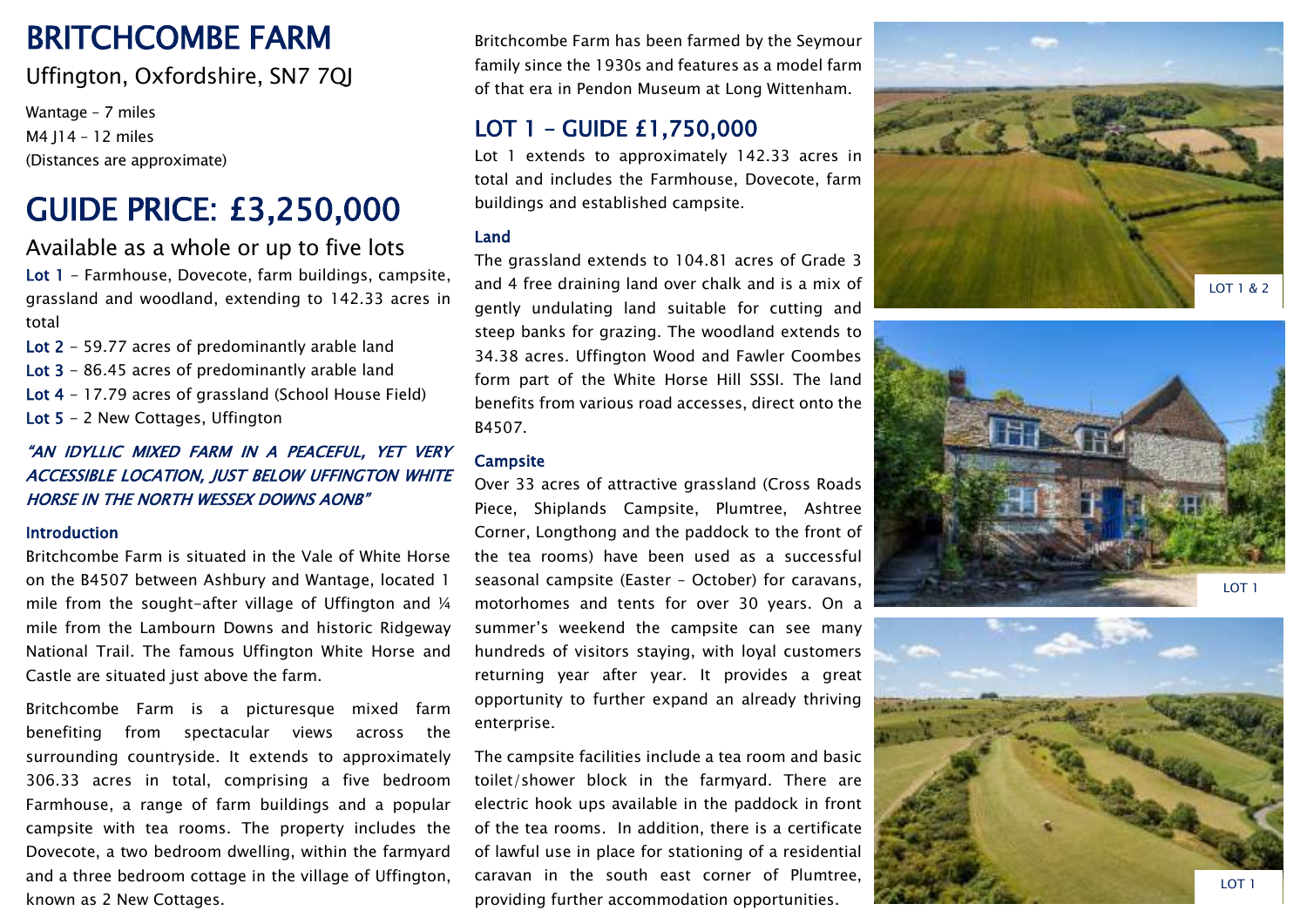# BRITCHCOMBE FARM

Uffington, Oxfordshire, SN7 7QJ

Wantage – 7 miles
M4 J14 – 12 miles
(Distances are approximate)

# GUIDE PRICE: £3,250,000

## Available as a whole or up to five lots

**Lot 1** - Farmhouse, Dovecote, farm buildings, campsite, grassland and woodland, extending to 142.33 acres in total

**Lot 2** - 59.77 acres of predominantly arable land

**Lot 3** - 86.45 acres of predominantly arable land

**Lot 4** - 17.79 acres of grassland (School House Field)

**Lot 5** - 2 New Cottages, Uffington

*"AN IDYLLIC MIXED FARM IN A PEACEFUL, YET VERY ACCESSIBLE LOCATION, JUST BELOW UFFINGTON WHITE HORSE IN THE NORTH WESSEX DOWNS AONB"*

### Introduction

Britchcombe Farm is situated in the Vale of White Horse on the B4507 between Ashbury and Wantage, located 1 mile from the sought-after village of Uffington and ¼ mile from the Lambourn Downs and historic Ridgeway National Trail. The famous Uffington White Horse and Castle are situated just above the farm.

Britchcombe Farm is a picturesque mixed farm benefiting from spectacular views across the surrounding countryside. It extends to approximately 306.33 acres in total, comprising a five bedroom Farmhouse, a range of farm buildings and a popular campsite with tea rooms. The property includes the Dovecote, a two bedroom dwelling, within the farmyard and a three bedroom cottage in the village of Uffington, known as 2 New Cottages.

Britchcombe Farm has been farmed by the Seymour family since the 1930s and features as a model farm of that era in Pendon Museum at Long Wittenham.

## LOT 1 – GUIDE £1,750,000

Lot 1 extends to approximately 142.33 acres in total and includes the Farmhouse, Dovecote, farm buildings and established campsite.

### Land

The grassland extends to 104.81 acres of Grade 3 and 4 free draining land over chalk and is a mix of gently undulating land suitable for cutting and steep banks for grazing. The woodland extends to 34.38 acres. Uffington Wood and Fawler Coombes form part of the White Horse Hill SSSI. The land benefits from various road accesses, direct onto the B4507.

### Campsite

Over 33 acres of attractive grassland (Cross Roads Piece, Shiplands Campsite, Plumtree, Ashtree Corner, Longthong and the paddock to the front of the tea rooms) have been used as a successful seasonal campsite (Easter – October) for caravans, motorhomes and tents for over 30 years. On a summer's weekend the campsite can see many hundreds of visitors staying, with loyal customers returning year after year. It provides a great opportunity to further expand an already thriving enterprise.

The campsite facilities include a tea room and basic toilet/shower block in the farmyard. There are electric hook ups available in the paddock in front of the tea rooms. In addition, there is a certificate of lawful use in place for stationing of a residential caravan in the south east corner of Plumtree, providing further accommodation opportunities.

LOT 1 & 2

LOT 1

LOT 1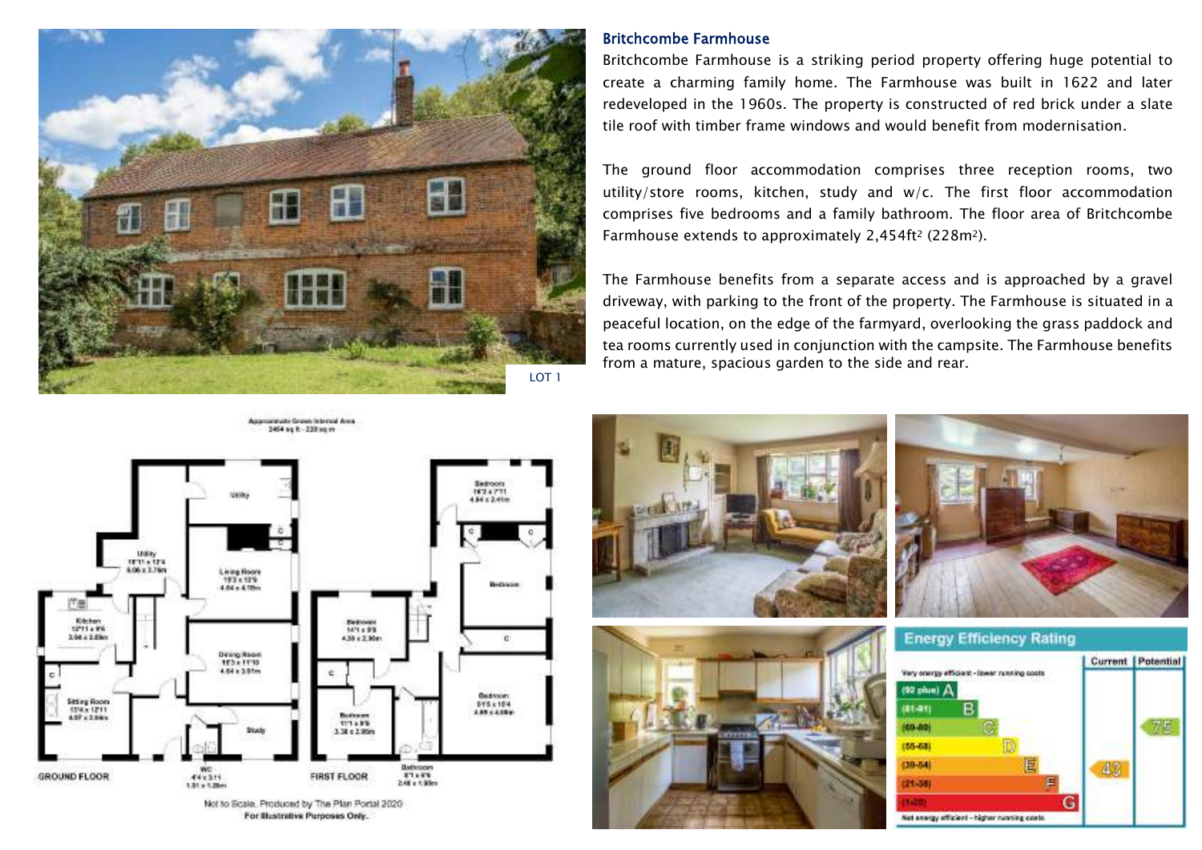LOT 1

## Britchcombe Farmhouse

Britchcombe Farmhouse is a striking period property offering huge potential to create a charming family home. The Farmhouse was built in 1622 and later redeveloped in the 1960s. The property is constructed of red brick under a slate tile roof with timber frame windows and would benefit from modernisation.

The ground floor accommodation comprises three reception rooms, two utility/store rooms, kitchen, study and w/c. The first floor accommodation comprises five bedrooms and a family bathroom. The floor area of Britchcombe Farmhouse extends to approximately 2,454ft² (228m²).

The Farmhouse benefits from a separate access and is approached by a gravel driveway, with parking to the front of the property. The Farmhouse is situated in a peaceful location, on the edge of the farmyard, overlooking the grass paddock and tea rooms currently used in conjunction with the campsite. The Farmhouse benefits from a mature, spacious garden to the side and rear.

Approximate Gross Internal Area
2454 sq ft - 228 sq m

GROUND FLOOR

- Utility
- Utility 19'11 x 12'4 6.06 x 3.76m
- Living Room 15'3 x 13'9 4.64 x 4.19m
- Kitchen 12'11 x 9'6 3.94 x 2.89m
- Dining Room 15'3 x 11'10 4.64 x 3.61m
- Sitting Room 13'4 x 12'11 4.07 x 3.94m
- Study
- WC 4'4 x 3'11 1.31 x 1.20m

FIRST FLOOR

- Bedroom 15'2 x 7'11 4.64 x 2.41m
- Bedroom
- Bedroom 14'1 x 9'9 4.30 x 2.98m
- Bedroom 11'1 x 9'8 3.38 x 2.95m
- Bedroom 15'5 x 15'4 4.69 x 4.68m
- Bathroom 8'1 x 6'6 2.46 x 1.98m

Not to Scale. Produced by The Plan Portal 2020
**For Illustrative Purposes Only.**

### Energy Efficiency Rating

| | Current | Potential |
|---|---|---|
| Very energy efficient - lower running costs | | |
| (92 plus) A | | |
| (81-91) B | | |
| (69-80) C | | 75 |
| (55-68) D | | |
| (39-54) E | 43 | |
| (21-38) F | | |
| (1-20) G | | |
| Not energy efficient - higher running costs | | |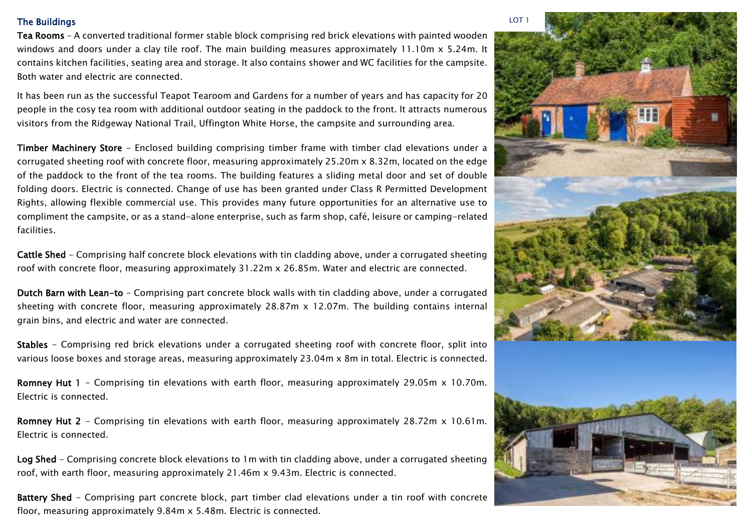## The Buildings

LOT 1

**Tea Rooms** – A converted traditional former stable block comprising red brick elevations with painted wooden windows and doors under a clay tile roof. The main building measures approximately 11.10m x 5.24m. It contains kitchen facilities, seating area and storage. It also contains shower and WC facilities for the campsite. Both water and electric are connected.

It has been run as the successful Teapot Tearoom and Gardens for a number of years and has capacity for 20 people in the cosy tea room with additional outdoor seating in the paddock to the front. It attracts numerous visitors from the Ridgeway National Trail, Uffington White Horse, the campsite and surrounding area.

**Timber Machinery Store** - Enclosed building comprising timber frame with timber clad elevations under a corrugated sheeting roof with concrete floor, measuring approximately 25.20m x 8.32m, located on the edge of the paddock to the front of the tea rooms. The building features a sliding metal door and set of double folding doors. Electric is connected. Change of use has been granted under Class R Permitted Development Rights, allowing flexible commercial use. This provides many future opportunities for an alternative use to compliment the campsite, or as a stand-alone enterprise, such as farm shop, café, leisure or camping-related facilities.

**Cattle Shed** - Comprising half concrete block elevations with tin cladding above, under a corrugated sheeting roof with concrete floor, measuring approximately 31.22m x 26.85m. Water and electric are connected.

**Dutch Barn with Lean-to** - Comprising part concrete block walls with tin cladding above, under a corrugated sheeting with concrete floor, measuring approximately 28.87m x 12.07m. The building contains internal grain bins, and electric and water are connected.

**Stables** - Comprising red brick elevations under a corrugated sheeting roof with concrete floor, split into various loose boxes and storage areas, measuring approximately 23.04m x 8m in total. Electric is connected.

**Romney Hut 1** - Comprising tin elevations with earth floor, measuring approximately 29.05m x 10.70m. Electric is connected.

**Romney Hut 2** - Comprising tin elevations with earth floor, measuring approximately 28.72m x 10.61m. Electric is connected.

**Log Shed** - Comprising concrete block elevations to 1m with tin cladding above, under a corrugated sheeting roof, with earth floor, measuring approximately 21.46m x 9.43m. Electric is connected.

**Battery Shed** - Comprising part concrete block, part timber clad elevations under a tin roof with concrete floor, measuring approximately 9.84m x 5.48m. Electric is connected.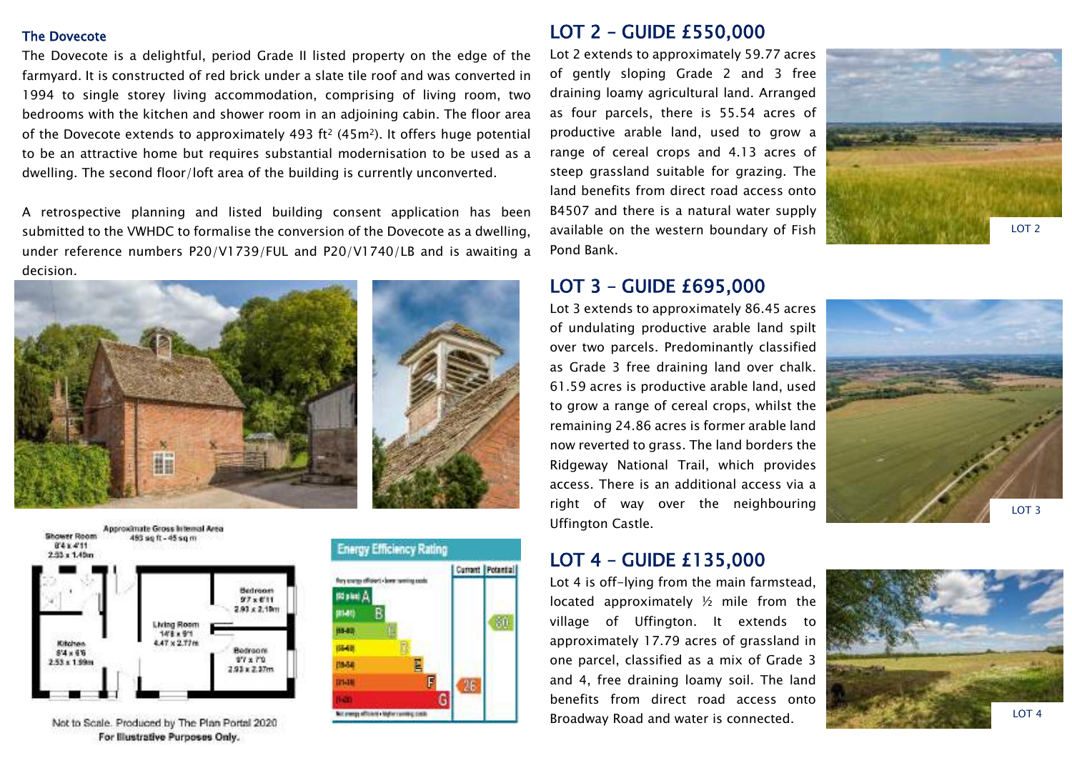### The Dovecote

The Dovecote is a delightful, period Grade II listed property on the edge of the farmyard. It is constructed of red brick under a slate tile roof and was converted in 1994 to single storey living accommodation, comprising of living room, two bedrooms with the kitchen and shower room in an adjoining cabin. The floor area of the Dovecote extends to approximately 493 ft² (45m²). It offers huge potential to be an attractive home but requires substantial modernisation to be used as a dwelling. The second floor/loft area of the building is currently unconverted.

A retrospective planning and listed building consent application has been submitted to the VWHDC to formalise the conversion of the Dovecote as a dwelling, under reference numbers P20/V1739/FUL and P20/V1740/LB and is awaiting a decision.

Approximate Gross Internal Area
493 sq ft - 45 sq m

Shower Room 8'4 x 4'11 2.53 x 1.49m

Kitchen 8'4 x 6'6 2.53 x 1.99m

Living Room 14'8 x 9'1 4.47 x 2.77m

Bedroom 9'7 x 6'11 2.93 x 2.10m

Bedroom 9'7 x 7'9 2.93 x 2.37m

Not to Scale. Produced by The Plan Portal 2020
**For Illustrative Purposes Only.**

Energy Efficiency Rating: Current 26, Potential 80

## LOT 2 – GUIDE £550,000

Lot 2 extends to approximately 59.77 acres of gently sloping Grade 2 and 3 free draining loamy agricultural land. Arranged as four parcels, there is 55.54 acres of productive arable land, used to grow a range of cereal crops and 4.13 acres of steep grassland suitable for grazing. The land benefits from direct road access onto B4507 and there is a natural water supply available on the western boundary of Fish Pond Bank.

LOT 2

## LOT 3 – GUIDE £695,000

Lot 3 extends to approximately 86.45 acres of undulating productive arable land spilt over two parcels. Predominantly classified as Grade 3 free draining land over chalk. 61.59 acres is productive arable land, used to grow a range of cereal crops, whilst the remaining 24.86 acres is former arable land now reverted to grass. The land borders the Ridgeway National Trail, which provides access. There is an additional access via a right of way over the neighbouring Uffington Castle.

LOT 3

## LOT 4 – GUIDE £135,000

Lot 4 is off-lying from the main farmstead, located approximately ½ mile from the village of Uffington. It extends to approximately 17.79 acres of grassland in one parcel, classified as a mix of Grade 3 and 4, free draining loamy soil. The land benefits from direct road access onto Broadway Road and water is connected.

LOT 4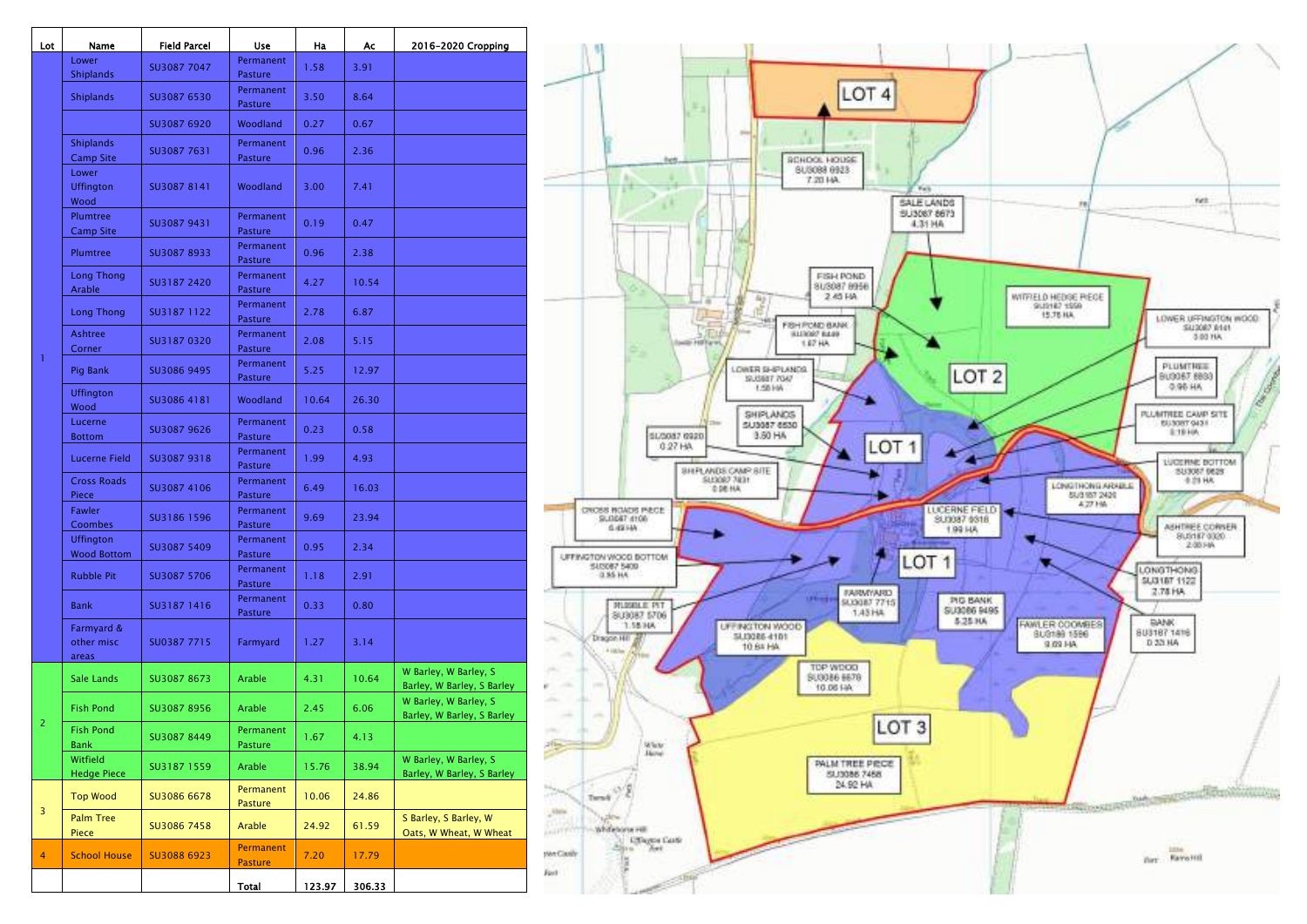| Lot | Name | Field Parcel | Use | Ha | Ac | 2016-2020 Cropping |
|---|---|---|---|---|---|---|
| 1 | Lower Shiplands | SU3087 7047 | Permanent Pasture | 1.58 | 3.91 | |
| | Shiplands | SU3087 6530 | Permanent Pasture | 3.50 | 8.64 | |
| | | SU3087 6920 | Woodland | 0.27 | 0.67 | |
| | Shiplands Camp Site | SU3087 7631 | Permanent Pasture | 0.96 | 2.36 | |
| | Lower Uffington Wood | SU3087 8141 | Woodland | 3.00 | 7.41 | |
| | Plumtree Camp Site | SU3087 9431 | Permanent Pasture | 0.19 | 0.47 | |
| | Plumtree | SU3087 8933 | Permanent Pasture | 0.96 | 2.38 | |
| | Long Thong Arable | SU3187 2420 | Permanent Pasture | 4.27 | 10.54 | |
| | Long Thong | SU3187 1122 | Permanent Pasture | 2.78 | 6.87 | |
| | Ashtree Corner | SU3187 0320 | Permanent Pasture | 2.08 | 5.15 | |
| | Pig Bank | SU3086 9495 | Permanent Pasture | 5.25 | 12.97 | |
| | Uffington Wood | SU3086 4181 | Woodland | 10.64 | 26.30 | |
| | Lucerne Bottom | SU3087 9626 | Permanent Pasture | 0.23 | 0.58 | |
| | Lucerne Field | SU3087 9318 | Permanent Pasture | 1.99 | 4.93 | |
| | Cross Roads Piece | SU3087 4106 | Permanent Pasture | 6.49 | 16.03 | |
| | Fawler Coombes | SU3186 1596 | Permanent Pasture | 9.69 | 23.94 | |
| | Uffington Wood Bottom | SU3087 5409 | Permanent Pasture | 0.95 | 2.34 | |
| | Rubble Pit | SU3087 5706 | Permanent Pasture | 1.18 | 2.91 | |
| | Bank | SU3187 1416 | Permanent Pasture | 0.33 | 0.80 | |
| | Farmyard & other misc areas | SU0387 7715 | Farmyard | 1.27 | 3.14 | |
| 2 | Sale Lands | SU3087 8673 | Arable | 4.31 | 10.64 | W Barley, W Barley, S Barley, W Barley, S Barley |
| | Fish Pond | SU3087 8956 | Arable | 2.45 | 6.06 | W Barley, W Barley, S Barley, W Barley, S Barley |
| | Fish Pond Bank | SU3087 8449 | Permanent Pasture | 1.67 | 4.13 | |
| | Witfield Hedge Piece | SU3187 1559 | Arable | 15.76 | 38.94 | W Barley, W Barley, S Barley, W Barley, S Barley |
| 3 | Top Wood | SU3086 6678 | Permanent Pasture | 10.06 | 24.86 | |
| | Palm Tree Piece | SU3086 7458 | Arable | 24.92 | 61.59 | S Barley, S Barley, W Oats, W Wheat, W Wheat |
| 4 | School House | SU3088 6923 | Permanent Pasture | 7.20 | 17.79 | |
| | | | Total | 123.97 | 306.33 | |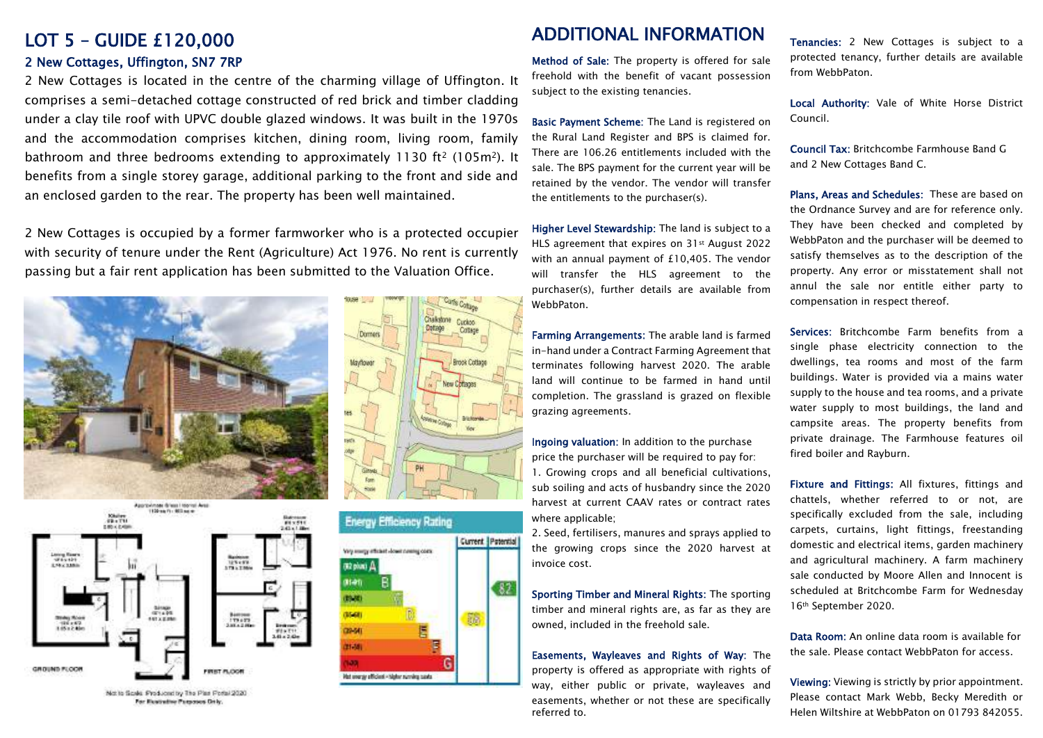# LOT 5 – GUIDE £120,000

## 2 New Cottages, Uffington, SN7 7RP

2 New Cottages is located in the centre of the charming village of Uffington. It comprises a semi-detached cottage constructed of red brick and timber cladding under a clay tile roof with UPVC double glazed windows. It was built in the 1970s and the accommodation comprises kitchen, dining room, living room, family bathroom and three bedrooms extending to approximately 1130 ft² (105m²). It benefits from a single storey garage, additional parking to the front and side and an enclosed garden to the rear. The property has been well maintained.

2 New Cottages is occupied by a former farmworker who is a protected occupier with security of tenure under the Rent (Agriculture) Act 1976. No rent is currently passing but a fair rent application has been submitted to the Valuation Office.

Not to Scale. Produced by The Plan Portal 2020. For Illustrative Purposes Only.

# ADDITIONAL INFORMATION

**Method of Sale:** The property is offered for sale freehold with the benefit of vacant possession subject to the existing tenancies.

**Basic Payment Scheme:** The Land is registered on the Rural Land Register and BPS is claimed for. There are 106.26 entitlements included with the sale. The BPS payment for the current year will be retained by the vendor. The vendor will transfer the entitlements to the purchaser(s).

**Higher Level Stewardship:** The land is subject to a HLS agreement that expires on 31st August 2022 with an annual payment of £10,405. The vendor will transfer the HLS agreement to the purchaser(s), further details are available from WebbPaton.

**Farming Arrangements:** The arable land is farmed in-hand under a Contract Farming Agreement that terminates following harvest 2020. The arable land will continue to be farmed in hand until completion. The grassland is grazed on flexible grazing agreements.

**Ingoing valuation:** In addition to the purchase price the purchaser will be required to pay for:

1. Growing crops and all beneficial cultivations, sub soiling and acts of husbandry since the 2020 harvest at current CAAV rates or contract rates where applicable;
2. Seed, fertilisers, manures and sprays applied to the growing crops since the 2020 harvest at invoice cost.

**Sporting Timber and Mineral Rights:** The sporting timber and mineral rights are, as far as they are owned, included in the freehold sale.

**Easements, Wayleaves and Rights of Way:** The property is offered as appropriate with rights of way, either public or private, wayleaves and easements, whether or not these are specifically referred to.

**Tenancies:** 2 New Cottages is subject to a protected tenancy, further details are available from WebbPaton.

**Local Authority:** Vale of White Horse District Council.

**Council Tax:** Britchcombe Farmhouse Band G and 2 New Cottages Band C.

**Plans, Areas and Schedules:** These are based on the Ordnance Survey and are for reference only. They have been checked and completed by WebbPaton and the purchaser will be deemed to satisfy themselves as to the description of the property. Any error or misstatement shall not annul the sale nor entitle either party to compensation in respect thereof.

**Services:** Britchcombe Farm benefits from a single phase electricity connection to the dwellings, tea rooms and most of the farm buildings. Water is provided via a mains water supply to the house and tea rooms, and a private water supply to most buildings, the land and campsite areas. The property benefits from private drainage. The Farmhouse features oil fired boiler and Rayburn.

**Fixture and Fittings:** All fixtures, fittings and chattels, whether referred to or not, are specifically excluded from the sale, including carpets, curtains, light fittings, freestanding domestic and electrical items, garden machinery and agricultural machinery. A farm machinery sale conducted by Moore Allen and Innocent is scheduled at Britchcombe Farm for Wednesday 16th September 2020.

**Data Room:** An online data room is available for the sale. Please contact WebbPaton for access.

**Viewing:** Viewing is strictly by prior appointment. Please contact Mark Webb, Becky Meredith or Helen Wiltshire at WebbPaton on 01793 842055.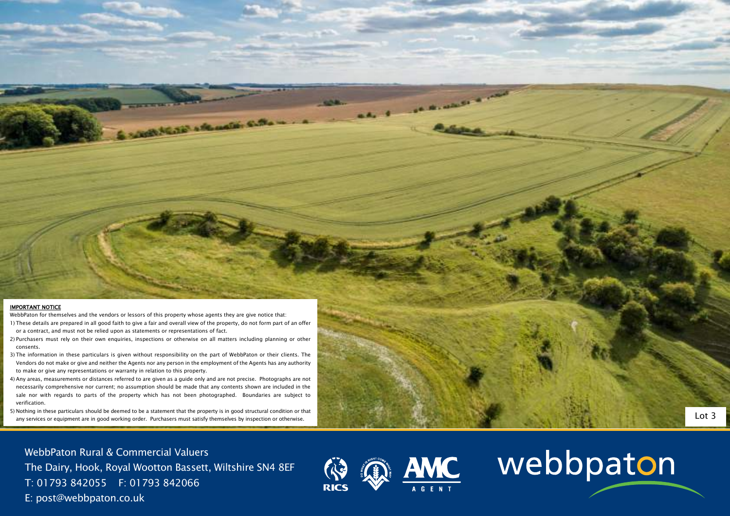## IMPORTANT NOTICE

WebbPaton for themselves and the vendors or lessors of this property whose agents they are give notice that:

1) These details are prepared in all good faith to give a fair and overall view of the property, do not form part of an offer or a contract, and must not be relied upon as statements or representations of fact.
2) Purchasers must rely on their own enquiries, inspections or otherwise on all matters including planning or other consents.
3) The information in these particulars is given without responsibility on the part of WebbPaton or their clients. The Vendors do not make or give and neither the Agents nor any person in the employment of the Agents has any authority to make or give any representations or warranty in relation to this property.
4) Any areas, measurements or distances referred to are given as a guide only and are not precise. Photographs are not necessarily comprehensive nor current; no assumption should be made that any contents shown are included in the sale nor with regards to parts of the property which has not been photographed. Boundaries are subject to verification.
5) Nothing in these particulars should be deemed to be a statement that the property is in good structural condition or that any services or equipment are in good working order. Purchasers must satisfy themselves by inspection or otherwise.

Lot 3

WebbPaton Rural & Commercial Valuers
The Dairy, Hook, Royal Wootton Bassett, Wiltshire SN4 8EF
T: 01793 842055 F: 01793 842066
E: post@webbpaton.co.uk

RICS

AMC AGENT

webbpaton